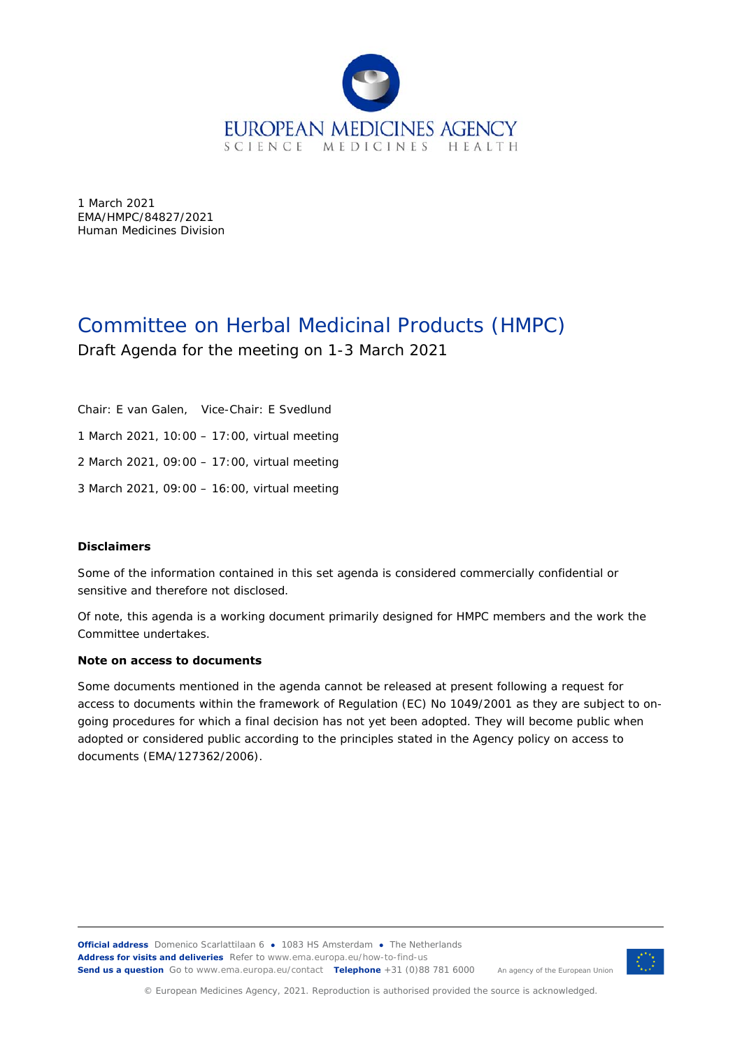EUROPEAN MEDICINES AGENCY
SCIENCE MEDICINES HEALTH

1 March 2021
EMA/HMPC/84827/2021
Human Medicines Division

# Committee on Herbal Medicinal Products (HMPC)

Draft Agenda for the meeting on 1-3 March 2021

Chair: E van Galen, Vice-Chair: E Svedlund

1 March 2021, 10:00 – 17:00, virtual meeting

2 March 2021, 09:00 – 17:00, virtual meeting

3 March 2021, 09:00 – 16:00, virtual meeting

**Disclaimers**

Some of the information contained in this set agenda is considered commercially confidential or sensitive and therefore not disclosed.

Of note, this agenda is a working document primarily designed for HMPC members and the work the Committee undertakes.

**Note on access to documents**

Some documents mentioned in the agenda cannot be released at present following a request for access to documents within the framework of Regulation (EC) No 1049/2001 as they are subject to on-going procedures for which a final decision has not yet been adopted. They will become public when adopted or considered public according to the principles stated in the Agency policy on access to documents (EMA/127362/2006).

**Official address** Domenico Scarlattilaan 6 ● 1083 HS Amsterdam ● The Netherlands
**Address for visits and deliveries** Refer to www.ema.europa.eu/how-to-find-us
**Send us a question** Go to www.ema.europa.eu/contact **Telephone** +31 (0)88 781 6000

An agency of the European Union

© European Medicines Agency, 2021. Reproduction is authorised provided the source is acknowledged.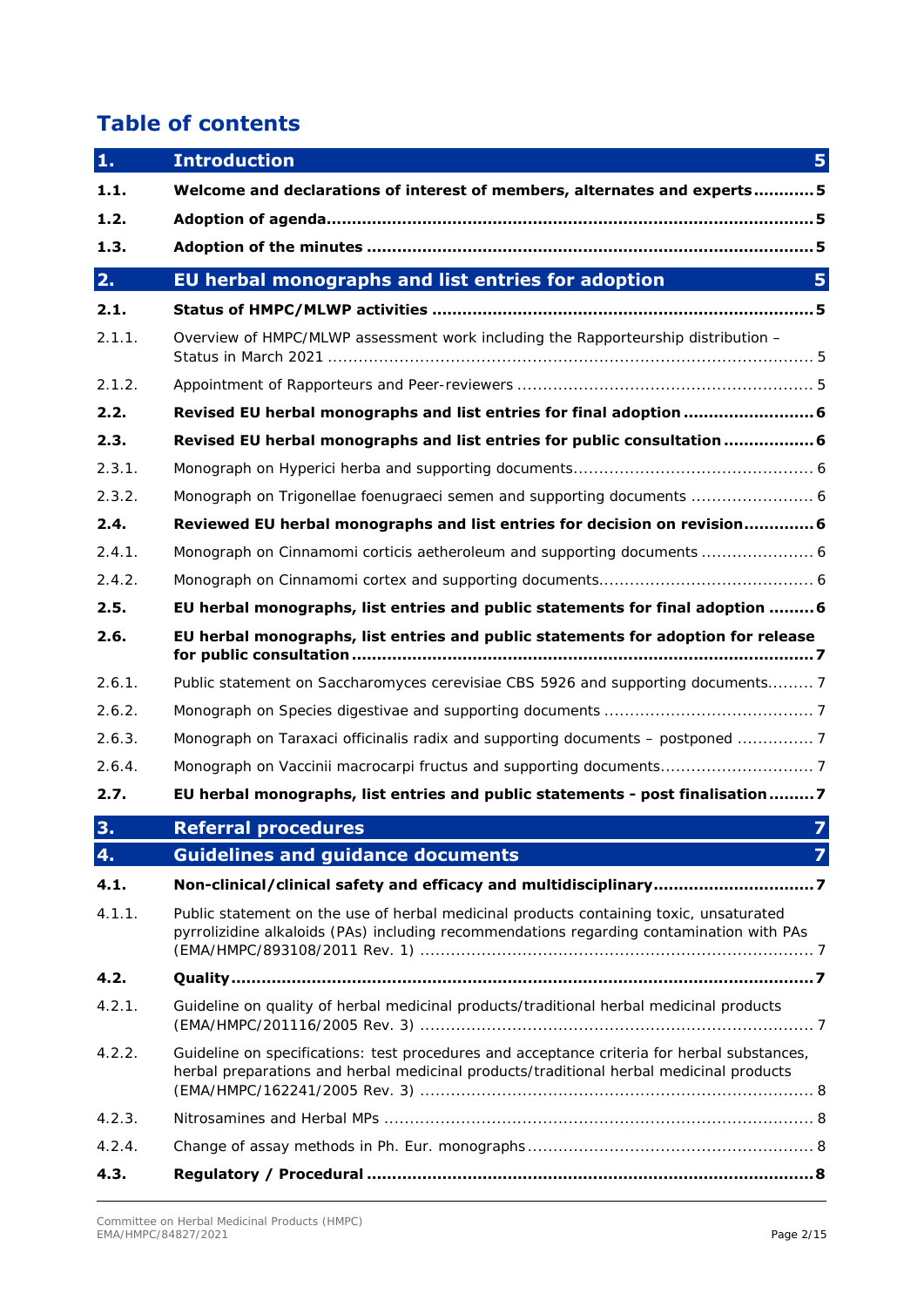## Table of contents

| | | |
|---|---|---|
| **1.** | **Introduction** | **5** |
| **1.1.** | **Welcome and declarations of interest of members, alternates and experts** | **5** |
| **1.2.** | **Adoption of agenda** | **5** |
| **1.3.** | **Adoption of the minutes** | **5** |
| **2.** | **EU herbal monographs and list entries for adoption** | **5** |
| **2.1.** | **Status of HMPC/MLWP activities** | **5** |
| 2.1.1. | Overview of HMPC/MLWP assessment work including the Rapporteurship distribution – Status in March 2021 | 5 |
| 2.1.2. | Appointment of Rapporteurs and Peer-reviewers | 5 |
| **2.2.** | **Revised EU herbal monographs and list entries for final adoption** | **6** |
| **2.3.** | **Revised EU herbal monographs and list entries for public consultation** | **6** |
| 2.3.1. | Monograph on Hyperici herba and supporting documents | 6 |
| 2.3.2. | Monograph on Trigonellae foenugraeci semen and supporting documents | 6 |
| **2.4.** | **Reviewed EU herbal monographs and list entries for decision on revision** | **6** |
| 2.4.1. | Monograph on Cinnamomi corticis aetheroleum and supporting documents | 6 |
| 2.4.2. | Monograph on Cinnamomi cortex and supporting documents | 6 |
| **2.5.** | **EU herbal monographs, list entries and public statements for final adoption** | **6** |
| **2.6.** | **EU herbal monographs, list entries and public statements for adoption for release for public consultation** | **7** |
| 2.6.1. | Public statement on Saccharomyces cerevisiae CBS 5926 and supporting documents | 7 |
| 2.6.2. | Monograph on Species digestivae and supporting documents | 7 |
| 2.6.3. | Monograph on Taraxaci officinalis radix and supporting documents – postponed | 7 |
| 2.6.4. | Monograph on Vaccinii macrocarpi fructus and supporting documents | 7 |
| **2.7.** | **EU herbal monographs, list entries and public statements - post finalisation** | **7** |
| **3.** | **Referral procedures** | **7** |
| **4.** | **Guidelines and guidance documents** | **7** |
| **4.1.** | **Non-clinical/clinical safety and efficacy and multidisciplinary** | **7** |
| 4.1.1. | Public statement on the use of herbal medicinal products containing toxic, unsaturated pyrrolizidine alkaloids (PAs) including recommendations regarding contamination with PAs (EMA/HMPC/893108/2011 Rev. 1) | 7 |
| **4.2.** | **Quality** | **7** |
| 4.2.1. | Guideline on quality of herbal medicinal products/traditional herbal medicinal products (EMA/HMPC/201116/2005 Rev. 3) | 7 |
| 4.2.2. | Guideline on specifications: test procedures and acceptance criteria for herbal substances, herbal preparations and herbal medicinal products/traditional herbal medicinal products (EMA/HMPC/162241/2005 Rev. 3) | 8 |
| 4.2.3. | Nitrosamines and Herbal MPs | 8 |
| 4.2.4. | Change of assay methods in Ph. Eur. monographs | 8 |
| **4.3.** | **Regulatory / Procedural** | **8** |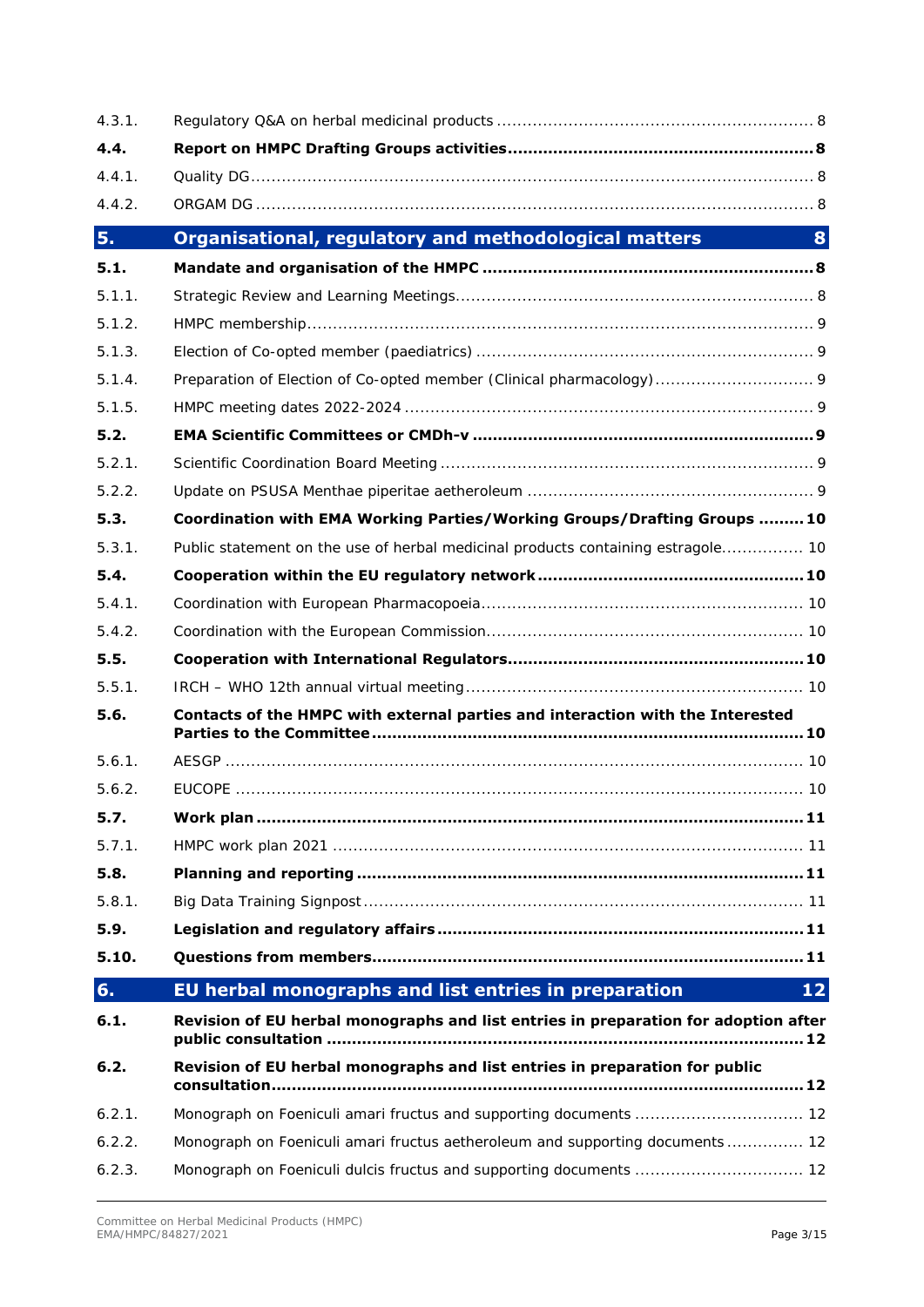| | | |
|---|---|---|
| 4.3.1. | Regulatory Q&A on herbal medicinal products | 8 |
| **4.4.** | **Report on HMPC Drafting Groups activities** | **8** |
| 4.4.1. | Quality DG | 8 |
| 4.4.2. | ORGAM DG | 8 |
| **5.** | **Organisational, regulatory and methodological matters** | **8** |
| **5.1.** | **Mandate and organisation of the HMPC** | **8** |
| 5.1.1. | Strategic Review and Learning Meetings | 8 |
| 5.1.2. | HMPC membership | 9 |
| 5.1.3. | Election of Co-opted member (paediatrics) | 9 |
| 5.1.4. | Preparation of Election of Co-opted member (Clinical pharmacology) | 9 |
| 5.1.5. | HMPC meeting dates 2022-2024 | 9 |
| **5.2.** | **EMA Scientific Committees or CMDh-v** | **9** |
| 5.2.1. | Scientific Coordination Board Meeting | 9 |
| 5.2.2. | Update on PSUSA Menthae piperitae aetheroleum | 9 |
| **5.3.** | **Coordination with EMA Working Parties/Working Groups/Drafting Groups** | **10** |
| 5.3.1. | Public statement on the use of herbal medicinal products containing estragole | 10 |
| **5.4.** | **Cooperation within the EU regulatory network** | **10** |
| 5.4.1. | Coordination with European Pharmacopoeia | 10 |
| 5.4.2. | Coordination with the European Commission | 10 |
| **5.5.** | **Cooperation with International Regulators** | **10** |
| 5.5.1. | IRCH – WHO 12th annual virtual meeting | 10 |
| **5.6.** | **Contacts of the HMPC with external parties and interaction with the Interested Parties to the Committee** | **10** |
| 5.6.1. | AESGP | 10 |
| 5.6.2. | EUCOPE | 10 |
| **5.7.** | **Work plan** | **11** |
| 5.7.1. | HMPC work plan 2021 | 11 |
| **5.8.** | **Planning and reporting** | **11** |
| 5.8.1. | Big Data Training Signpost | 11 |
| **5.9.** | **Legislation and regulatory affairs** | **11** |
| **5.10.** | **Questions from members** | **11** |
| **6.** | **EU herbal monographs and list entries in preparation** | **12** |
| **6.1.** | **Revision of EU herbal monographs and list entries in preparation for adoption after public consultation** | **12** |
| **6.2.** | **Revision of EU herbal monographs and list entries in preparation for public consultation** | **12** |
| 6.2.1. | Monograph on Foeniculi amari fructus and supporting documents | 12 |
| 6.2.2. | Monograph on Foeniculi amari fructus aetheroleum and supporting documents | 12 |
| 6.2.3. | Monograph on Foeniculi dulcis fructus and supporting documents | 12 |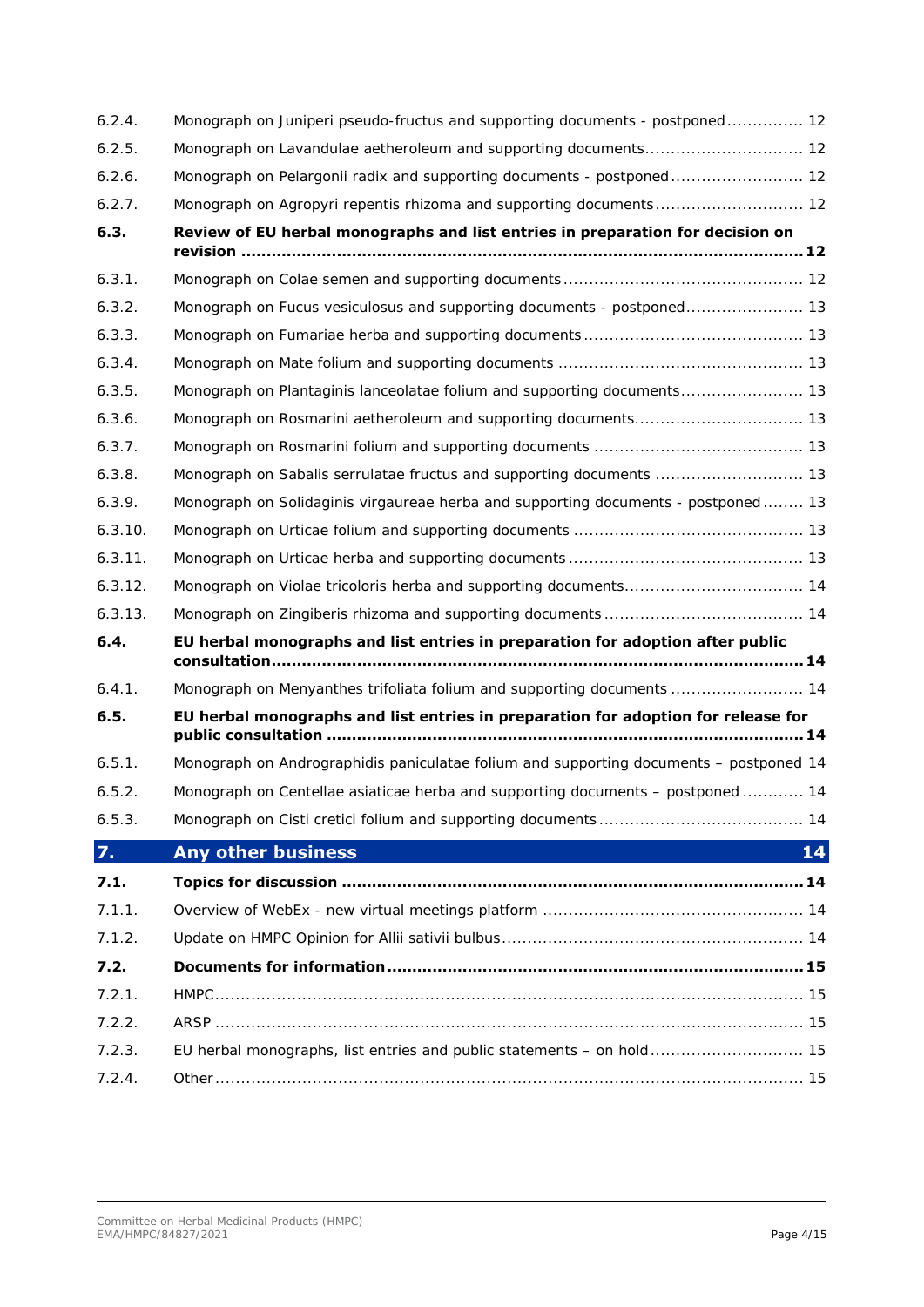6.2.4. Monograph on Juniperi pseudo-fructus and supporting documents - postponed ............... 12

6.2.5. Monograph on Lavandulae aetheroleum and supporting documents.............................. 12

6.2.6. Monograph on Pelargonii radix and supporting documents - postponed ......................... 12

6.2.7. Monograph on Agropyri repentis rhizoma and supporting documents ............................ 12

**6.3. Review of EU herbal monographs and list entries in preparation for decision on revision ................................................................................................................ 12**

6.3.1. Monograph on Colae semen and supporting documents ............................................. 12

6.3.2. Monograph on Fucus vesiculosus and supporting documents - postponed ...................... 13

6.3.3. Monograph on Fumariae herba and supporting documents .......................................... 13

6.3.4. Monograph on Mate folium and supporting documents ............................................... 13

6.3.5. Monograph on Plantaginis lanceolatae folium and supporting documents........................ 13

6.3.6. Monograph on Rosmarini aetheroleum and supporting documents................................ 13

6.3.7. Monograph on Rosmarini folium and supporting documents ........................................ 13

6.3.8. Monograph on Sabalis serrulatae fructus and supporting documents ............................ 13

6.3.9. Monograph on Solidaginis virgaureae herba and supporting documents - postponed ........ 13

6.3.10. Monograph on Urticae folium and supporting documents ............................................ 13

6.3.11. Monograph on Urticae herba and supporting documents ............................................. 13

6.3.12. Monograph on Violae tricoloris herba and supporting documents.................................. 14

6.3.13. Monograph on Zingiberis rhizoma and supporting documents ...................................... 14

**6.4. EU herbal monographs and list entries in preparation for adoption after public consultation................................................................................................................ 14**

6.4.1. Monograph on Menyanthes trifoliata folium and supporting documents ......................... 14

**6.5. EU herbal monographs and list entries in preparation for adoption for release for public consultation ............................................................................................. 14**

6.5.1. Monograph on Andrographidis paniculatae folium and supporting documents – postponed 14

6.5.2. Monograph on Centellae asiaticae herba and supporting documents – postponed ............ 14

6.5.3. Monograph on Cisti cretici folium and supporting documents ....................................... 14

## 7. Any other business 14

**7.1. Topics for discussion .......................................................................................... 14**

7.1.1. Overview of WebEx - new virtual meetings platform .................................................. 14

7.1.2. Update on HMPC Opinion for Allii sativii bulbus .......................................................... 14

**7.2. Documents for information ................................................................................. 15**

7.2.1. HMPC.................................................................................................................. 15

7.2.2. ARSP .................................................................................................................. 15

7.2.3. EU herbal monographs, list entries and public statements – on hold ............................. 15

7.2.4. Other .................................................................................................................. 15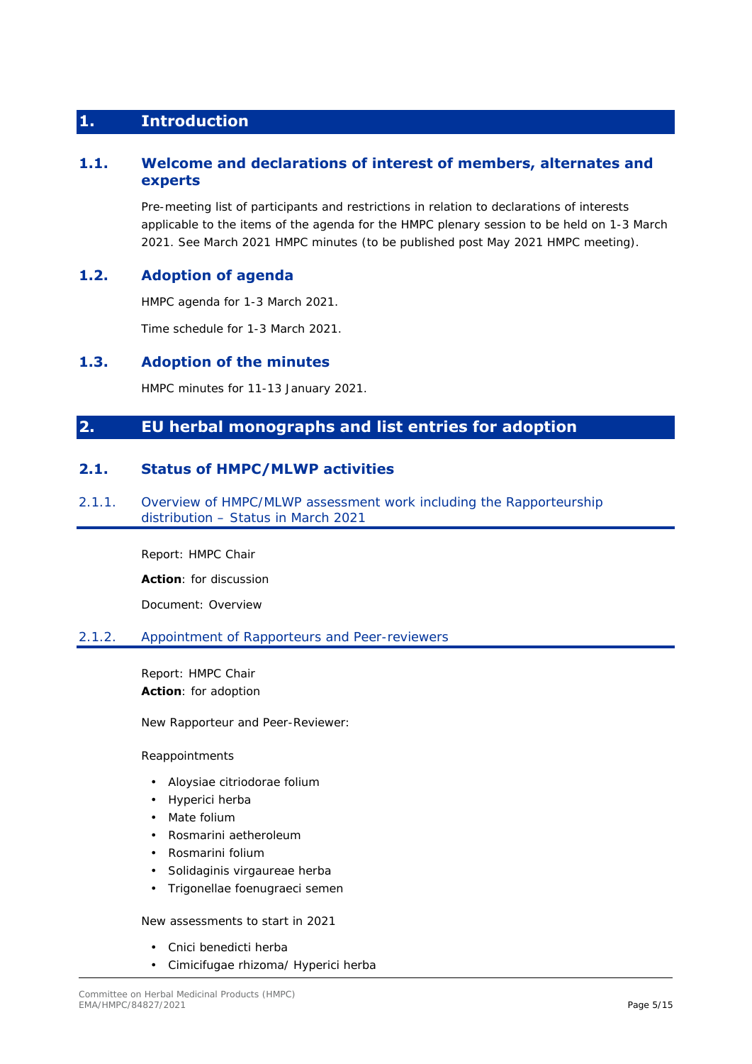# 1. Introduction

## 1.1. Welcome and declarations of interest of members, alternates and experts

Pre-meeting list of participants and restrictions in relation to declarations of interests applicable to the items of the agenda for the HMPC plenary session to be held on 1-3 March 2021. See March 2021 HMPC minutes (to be published post May 2021 HMPC meeting).

## 1.2. Adoption of agenda

HMPC agenda for 1-3 March 2021.

Time schedule for 1-3 March 2021.

## 1.3. Adoption of the minutes

HMPC minutes for 11-13 January 2021.

# 2. EU herbal monographs and list entries for adoption

## 2.1. Status of HMPC/MLWP activities

### 2.1.1. Overview of HMPC/MLWP assessment work including the Rapporteurship distribution – Status in March 2021

Report: HMPC Chair

**Action**: for discussion

Document: Overview

### 2.1.2. Appointment of Rapporteurs and Peer-reviewers

Report: HMPC Chair
**Action**: for adoption

New Rapporteur and Peer-Reviewer:

Reappointments

- Aloysiae citriodorae folium
- Hyperici herba
- Mate folium
- Rosmarini aetheroleum
- Rosmarini folium
- Solidaginis virgaureae herba
- Trigonellae foenugraeci semen

New assessments to start in 2021

- Cnici benedicti herba
- Cimicifugae rhizoma/ Hyperici herba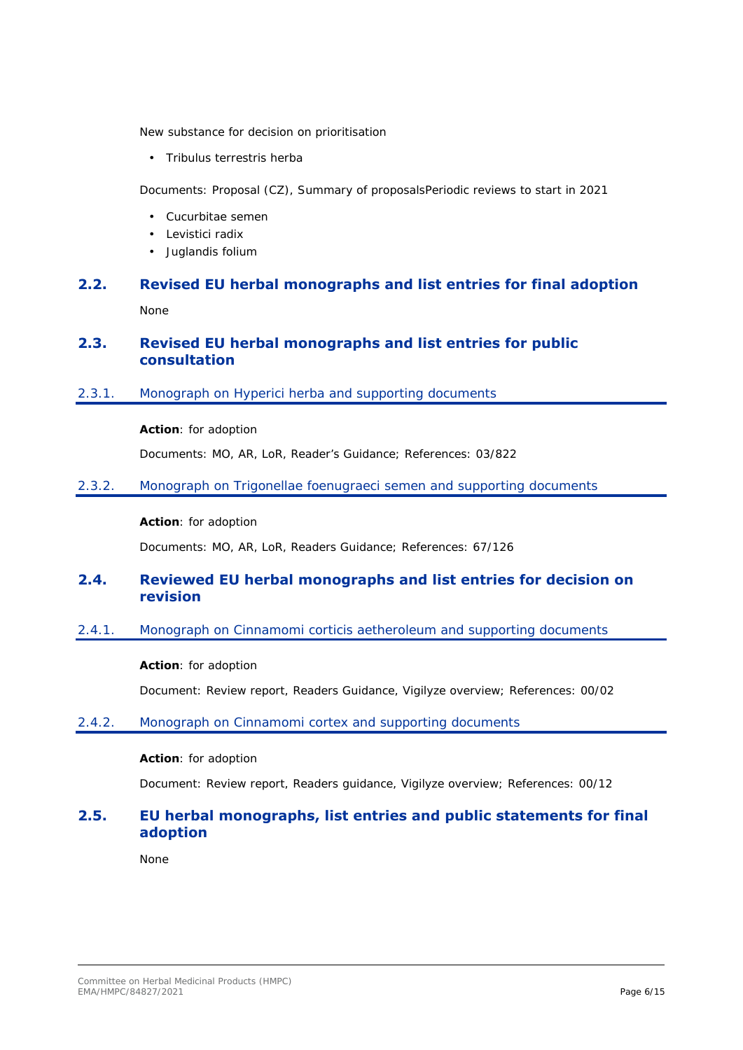New substance for decision on prioritisation

- Tribulus terrestris herba

Documents: Proposal (CZ), Summary of proposalsPeriodic reviews to start in 2021

- Cucurbitae semen
- Levistici radix
- Juglandis folium

## 2.2. Revised EU herbal monographs and list entries for final adoption

None

## 2.3. Revised EU herbal monographs and list entries for public consultation

### 2.3.1. Monograph on Hyperici herba and supporting documents

**Action**: for adoption

Documents: MO, AR, LoR, Reader's Guidance; References: 03/822

### 2.3.2. Monograph on Trigonellae foenugraeci semen and supporting documents

**Action**: for adoption

Documents: MO, AR, LoR, Readers Guidance; References: 67/126

## 2.4. Reviewed EU herbal monographs and list entries for decision on revision

### 2.4.1. Monograph on Cinnamomi corticis aetheroleum and supporting documents

**Action**: for adoption

Document: Review report, Readers Guidance, Vigilyze overview; References: 00/02

### 2.4.2. Monograph on Cinnamomi cortex and supporting documents

**Action**: for adoption

Document: Review report, Readers guidance, Vigilyze overview; References: 00/12

## 2.5. EU herbal monographs, list entries and public statements for final adoption

None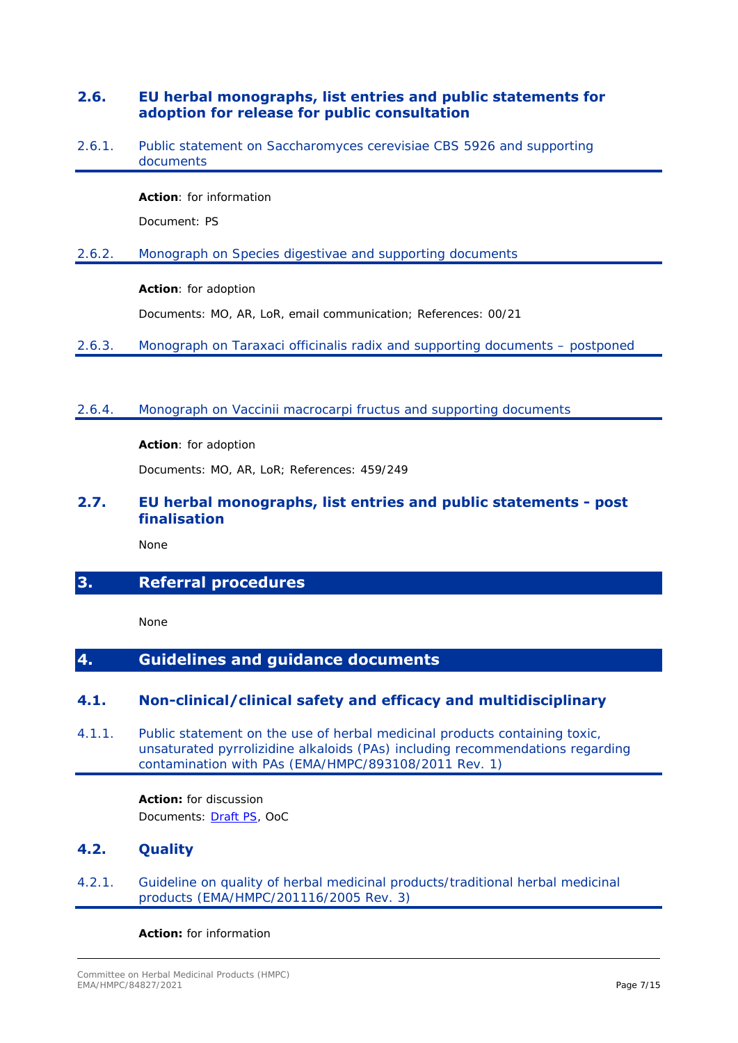### 2.6. EU herbal monographs, list entries and public statements for adoption for release for public consultation

#### 2.6.1. Public statement on Saccharomyces cerevisiae CBS 5926 and supporting documents

**Action**: for information

Document: PS

#### 2.6.2. Monograph on Species digestivae and supporting documents

**Action**: for adoption

Documents: MO, AR, LoR, email communication; References: 00/21

#### 2.6.3. Monograph on Taraxaci officinalis radix and supporting documents – postponed

#### 2.6.4. Monograph on Vaccinii macrocarpi fructus and supporting documents

**Action**: for adoption

Documents: MO, AR, LoR; References: 459/249

### 2.7. EU herbal monographs, list entries and public statements - post finalisation

None

## 3. Referral procedures

None

## 4. Guidelines and guidance documents

### 4.1. Non-clinical/clinical safety and efficacy and multidisciplinary

#### 4.1.1. Public statement on the use of herbal medicinal products containing toxic, unsaturated pyrrolizidine alkaloids (PAs) including recommendations regarding contamination with PAs (EMA/HMPC/893108/2011 Rev. 1)

**Action:** for discussion

Documents: Draft PS, OoC

### 4.2. Quality

#### 4.2.1. Guideline on quality of herbal medicinal products/traditional herbal medicinal products (EMA/HMPC/201116/2005 Rev. 3)

**Action:** for information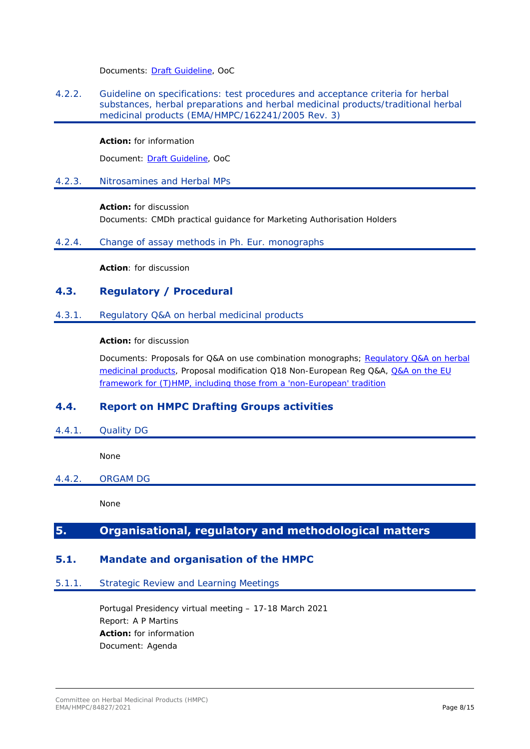Documents: Draft Guideline, OoC

#### 4.2.2. Guideline on specifications: test procedures and acceptance criteria for herbal substances, herbal preparations and herbal medicinal products/traditional herbal medicinal products (EMA/HMPC/162241/2005 Rev. 3)

**Action:** for information

Document: Draft Guideline, OoC

#### 4.2.3. Nitrosamines and Herbal MPs

**Action:** for discussion

Documents: CMDh practical guidance for Marketing Authorisation Holders

#### 4.2.4. Change of assay methods in Ph. Eur. monographs

**Action**: for discussion

### 4.3. Regulatory / Procedural

#### 4.3.1. Regulatory Q&A on herbal medicinal products

**Action:** for discussion

Documents: Proposals for Q&A on use combination monographs; Regulatory Q&A on herbal medicinal products, Proposal modification Q18 Non-European Reg Q&A, Q&A on the EU framework for (T)HMP, including those from a 'non-European' tradition

### 4.4. Report on HMPC Drafting Groups activities

#### 4.4.1. Quality DG

None

#### 4.4.2. ORGAM DG

None

## 5. Organisational, regulatory and methodological matters

### 5.1. Mandate and organisation of the HMPC

#### 5.1.1. Strategic Review and Learning Meetings

Portugal Presidency virtual meeting – 17-18 March 2021
Report: A P Martins
**Action:** for information
Document: Agenda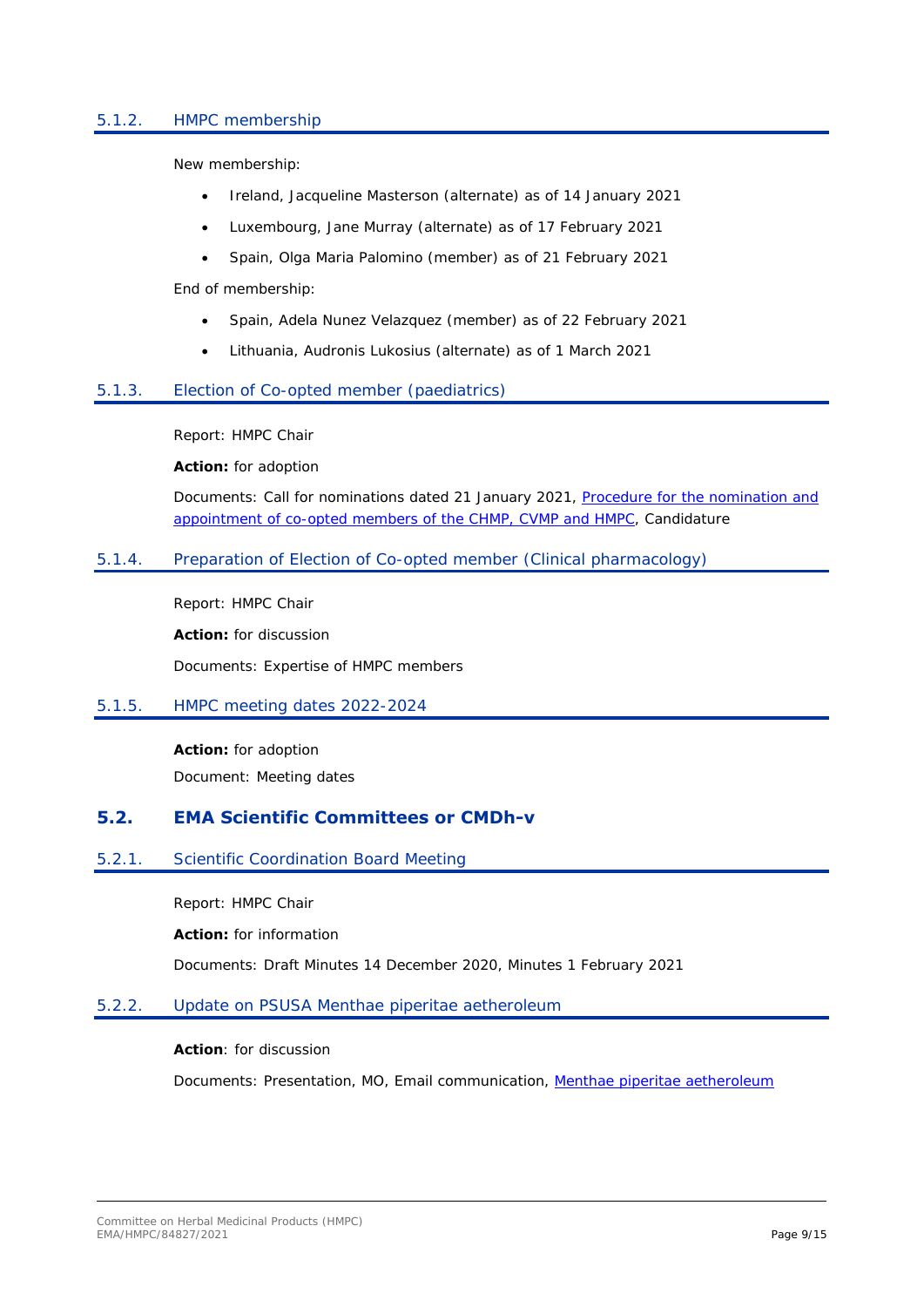### 5.1.2. HMPC membership

New membership:

- Ireland, Jacqueline Masterson (alternate) as of 14 January 2021
- Luxembourg, Jane Murray (alternate) as of 17 February 2021
- Spain, Olga Maria Palomino (member) as of 21 February 2021

End of membership:

- Spain, Adela Nunez Velazquez (member) as of 22 February 2021
- Lithuania, Audronis Lukosius (alternate) as of 1 March 2021

### 5.1.3. Election of Co-opted member (paediatrics)

Report: HMPC Chair

**Action:** for adoption

Documents: Call for nominations dated 21 January 2021, Procedure for the nomination and appointment of co-opted members of the CHMP, CVMP and HMPC, Candidature

### 5.1.4. Preparation of Election of Co-opted member (Clinical pharmacology)

Report: HMPC Chair

**Action:** for discussion

Documents: Expertise of HMPC members

### 5.1.5. HMPC meeting dates 2022-2024

**Action:** for adoption

Document: Meeting dates

## 5.2. EMA Scientific Committees or CMDh-v

### 5.2.1. Scientific Coordination Board Meeting

Report: HMPC Chair

**Action:** for information

Documents: Draft Minutes 14 December 2020, Minutes 1 February 2021

### 5.2.2. Update on PSUSA Menthae piperitae aetheroleum

**Action**: for discussion

Documents: Presentation, MO, Email communication, Menthae piperitae aetheroleum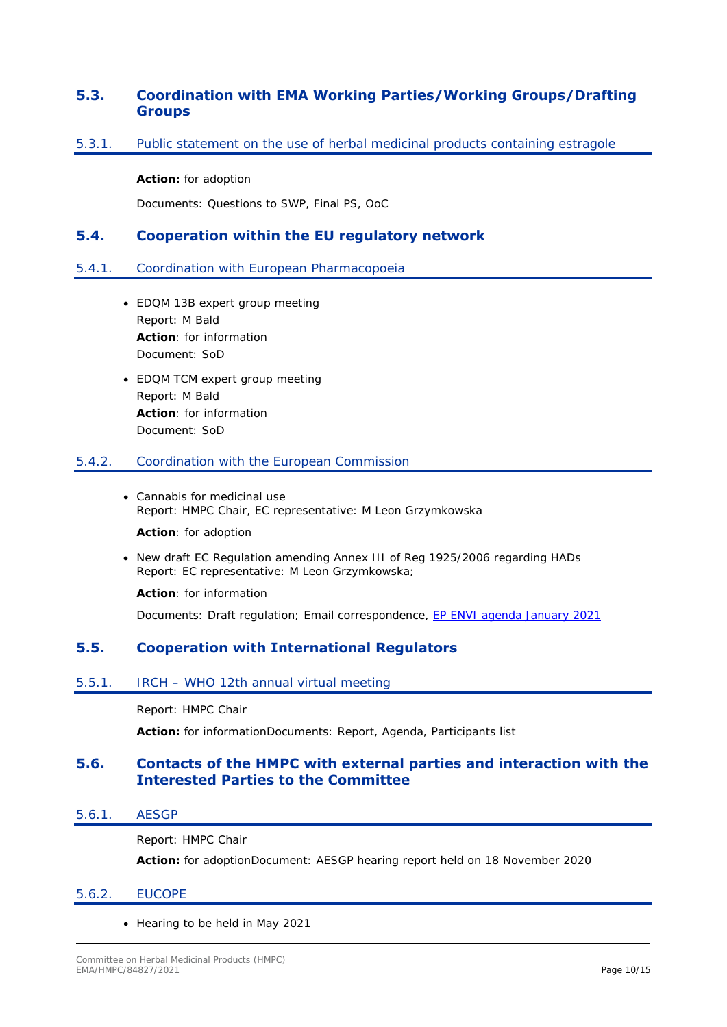## 5.3. Coordination with EMA Working Parties/Working Groups/Drafting Groups

### 5.3.1. Public statement on the use of herbal medicinal products containing estragole

**Action:** for adoption

Documents: Questions to SWP, Final PS, OoC

## 5.4. Cooperation within the EU regulatory network

### 5.4.1. Coordination with European Pharmacopoeia

- EDQM 13B expert group meeting
  Report: M Bald
  **Action**: for information
  Document: SoD
- EDQM TCM expert group meeting
  Report: M Bald
  **Action**: for information
  Document: SoD

### 5.4.2. Coordination with the European Commission

- Cannabis for medicinal use
  Report: HMPC Chair, EC representative: M Leon Grzymkowska

  **Action**: for adoption
- New draft EC Regulation amending Annex III of Reg 1925/2006 regarding HADs
  Report: EC representative: M Leon Grzymkowska;

  **Action**: for information

  Documents: Draft regulation; Email correspondence, [EP ENVI agenda January 2021]()

## 5.5. Cooperation with International Regulators

### 5.5.1. IRCH – WHO 12th annual virtual meeting

Report: HMPC Chair

**Action:** for informationDocuments: Report, Agenda, Participants list

## 5.6. Contacts of the HMPC with external parties and interaction with the Interested Parties to the Committee

### 5.6.1. AESGP

Report: HMPC Chair

**Action:** for adoptionDocument: AESGP hearing report held on 18 November 2020

### 5.6.2. EUCOPE

- Hearing to be held in May 2021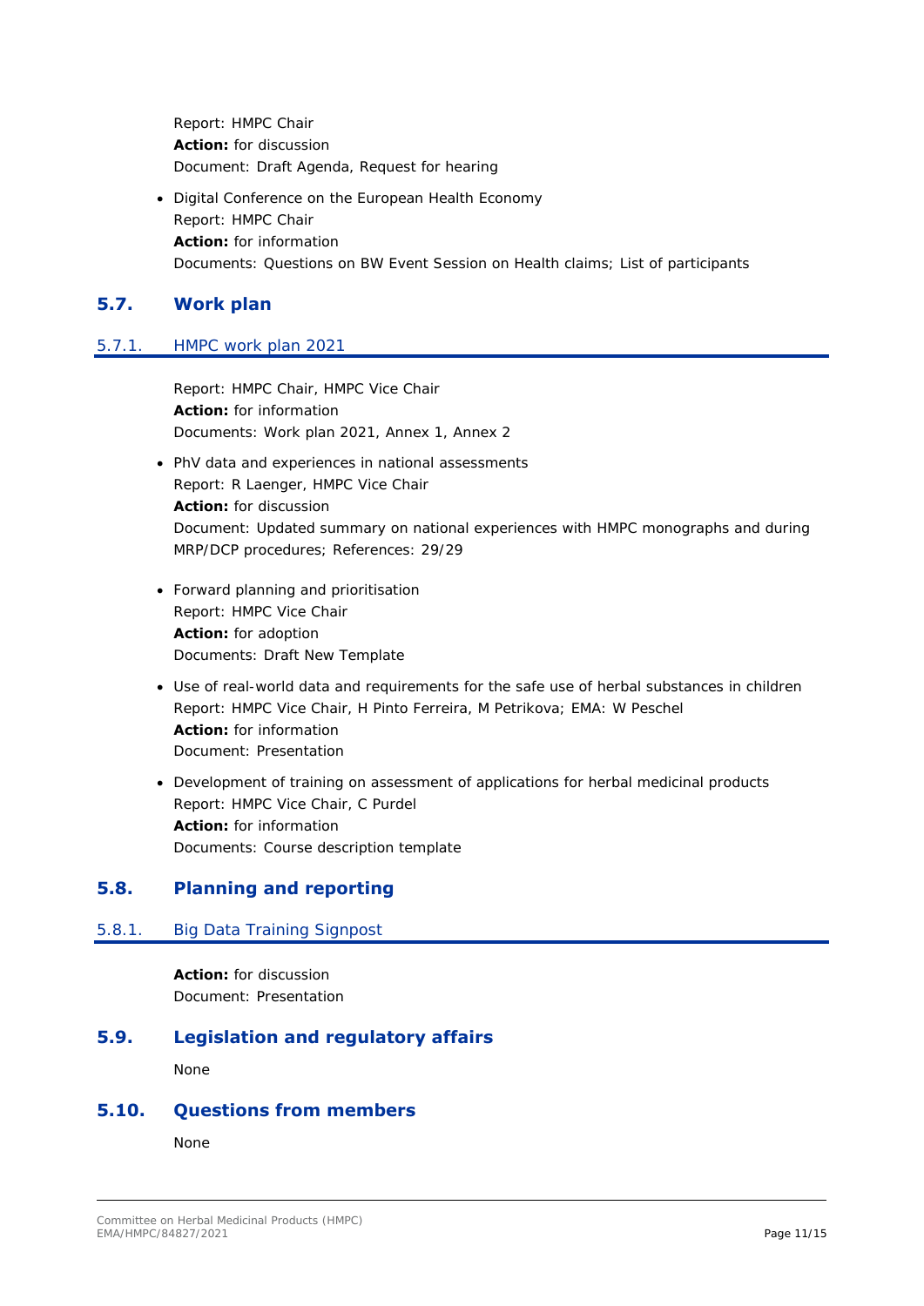Report: HMPC Chair
**Action:** for discussion
Document: Draft Agenda, Request for hearing

- Digital Conference on the European Health Economy
  Report: HMPC Chair
  **Action:** for information
  Documents: Questions on BW Event Session on Health claims; List of participants

## 5.7. Work plan

### 5.7.1. HMPC work plan 2021

Report: HMPC Chair, HMPC Vice Chair
**Action:** for information
Documents: Work plan 2021, Annex 1, Annex 2

- PhV data and experiences in national assessments
  Report: R Laenger, HMPC Vice Chair
  **Action:** for discussion
  Document: Updated summary on national experiences with HMPC monographs and during MRP/DCP procedures; References: 29/29

- Forward planning and prioritisation
  Report: HMPC Vice Chair
  **Action:** for adoption
  Documents: Draft New Template

- Use of real-world data and requirements for the safe use of herbal substances in children
  Report: HMPC Vice Chair, H Pinto Ferreira, M Petrikova; EMA: W Peschel
  **Action:** for information
  Document: Presentation

- Development of training on assessment of applications for herbal medicinal products
  Report: HMPC Vice Chair, C Purdel
  **Action:** for information
  Documents: Course description template

## 5.8. Planning and reporting

### 5.8.1. Big Data Training Signpost

**Action:** for discussion
Document: Presentation

## 5.9. Legislation and regulatory affairs

None

## 5.10. Questions from members

None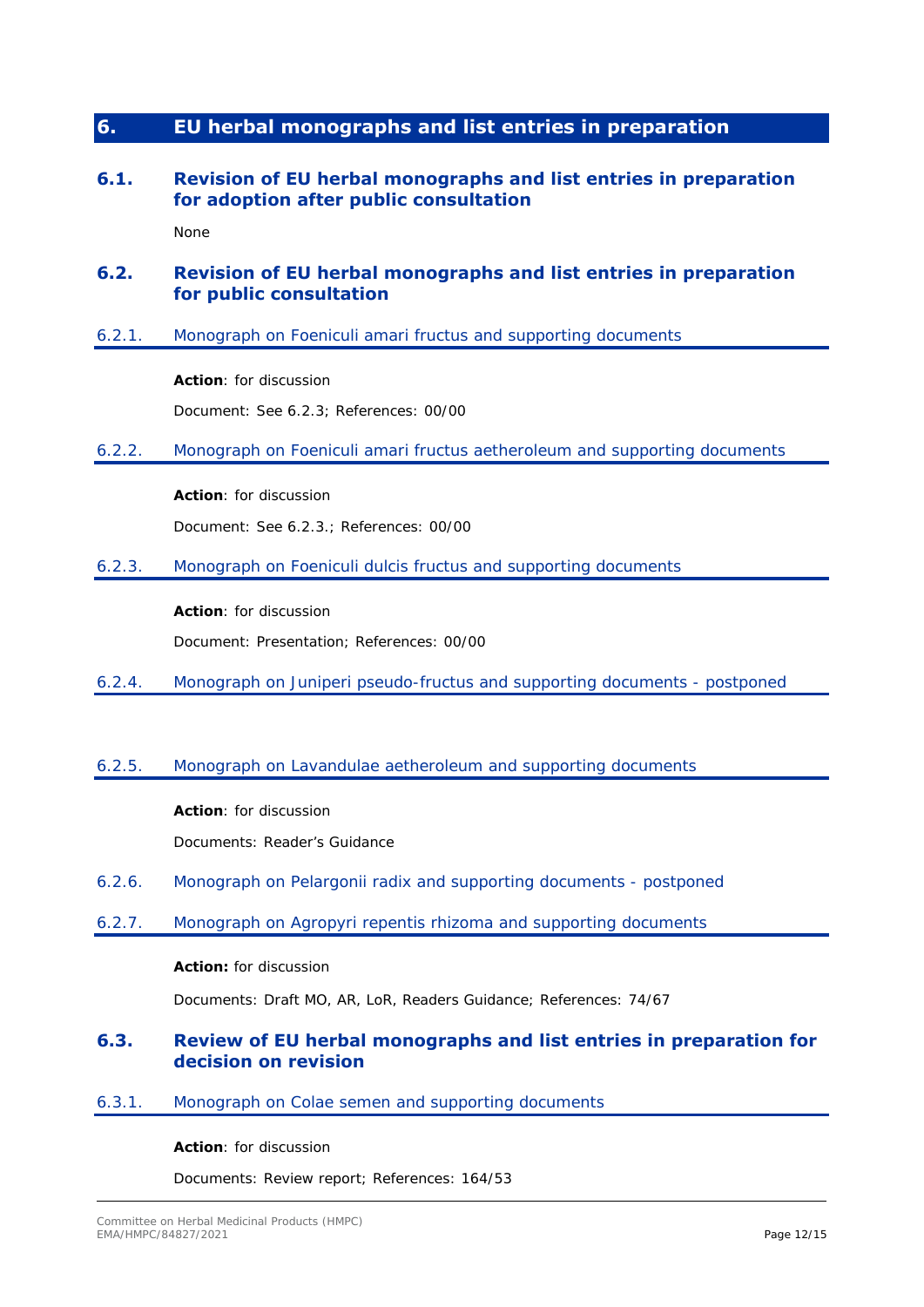# 6. EU herbal monographs and list entries in preparation

## 6.1. Revision of EU herbal monographs and list entries in preparation for adoption after public consultation

None

## 6.2. Revision of EU herbal monographs and list entries in preparation for public consultation

### 6.2.1. Monograph on Foeniculi amari fructus and supporting documents

**Action**: for discussion

Document: See 6.2.3; References: 00/00

### 6.2.2. Monograph on Foeniculi amari fructus aetheroleum and supporting documents

**Action**: for discussion

Document: See 6.2.3.; References: 00/00

### 6.2.3. Monograph on Foeniculi dulcis fructus and supporting documents

**Action**: for discussion

Document: Presentation; References: 00/00

### 6.2.4. Monograph on Juniperi pseudo-fructus and supporting documents - postponed

### 6.2.5. Monograph on Lavandulae aetheroleum and supporting documents

**Action**: for discussion

Documents: Reader's Guidance

### 6.2.6. Monograph on Pelargonii radix and supporting documents - postponed

### 6.2.7. Monograph on Agropyri repentis rhizoma and supporting documents

**Action:** for discussion

Documents: Draft MO, AR, LoR, Readers Guidance; References: 74/67

## 6.3. Review of EU herbal monographs and list entries in preparation for decision on revision

### 6.3.1. Monograph on Colae semen and supporting documents

**Action**: for discussion

Documents: Review report; References: 164/53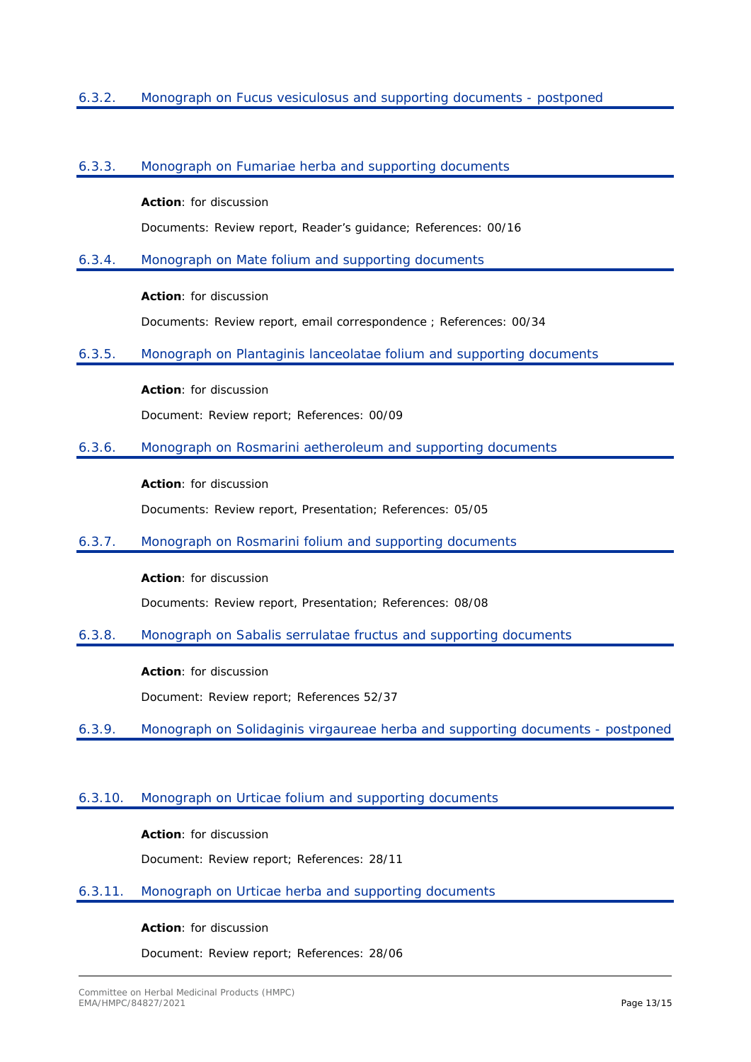### 6.3.2. Monograph on Fucus vesiculosus and supporting documents - postponed

### 6.3.3. Monograph on Fumariae herba and supporting documents

**Action**: for discussion

Documents: Review report, Reader's guidance; References: 00/16

### 6.3.4. Monograph on Mate folium and supporting documents

**Action**: for discussion

Documents: Review report, email correspondence ; References: 00/34

### 6.3.5. Monograph on Plantaginis lanceolatae folium and supporting documents

**Action**: for discussion

Document: Review report; References: 00/09

### 6.3.6. Monograph on Rosmarini aetheroleum and supporting documents

**Action**: for discussion

Documents: Review report, Presentation; References: 05/05

### 6.3.7. Monograph on Rosmarini folium and supporting documents

**Action**: for discussion

Documents: Review report, Presentation; References: 08/08

### 6.3.8. Monograph on Sabalis serrulatae fructus and supporting documents

**Action**: for discussion

Document: Review report; References 52/37

### 6.3.9. Monograph on Solidaginis virgaureae herba and supporting documents - postponed

### 6.3.10. Monograph on Urticae folium and supporting documents

**Action**: for discussion

Document: Review report; References: 28/11

### 6.3.11. Monograph on Urticae herba and supporting documents

**Action**: for discussion

Document: Review report; References: 28/06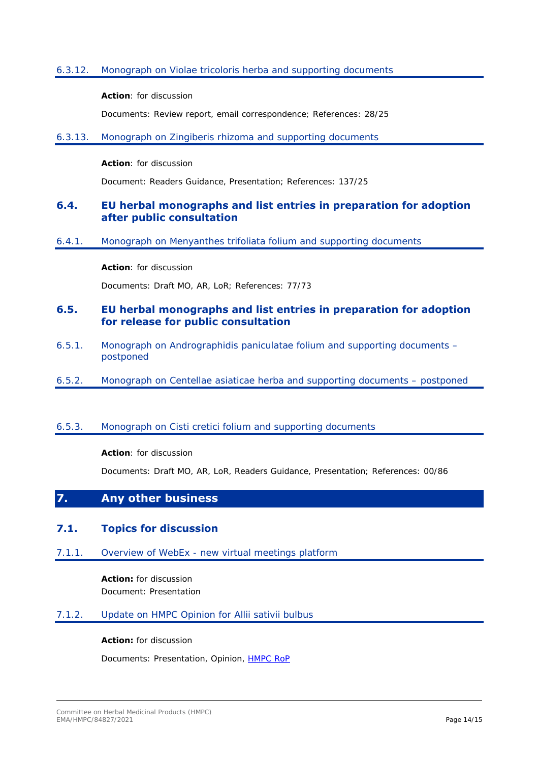### 6.3.12. Monograph on Violae tricoloris herba and supporting documents

**Action**: for discussion

Documents: Review report, email correspondence; References: 28/25

### 6.3.13. Monograph on Zingiberis rhizoma and supporting documents

**Action**: for discussion

Document: Readers Guidance, Presentation; References: 137/25

## 6.4. EU herbal monographs and list entries in preparation for adoption after public consultation

### 6.4.1. Monograph on Menyanthes trifoliata folium and supporting documents

**Action**: for discussion

Documents: Draft MO, AR, LoR; References: 77/73

## 6.5. EU herbal monographs and list entries in preparation for adoption for release for public consultation

### 6.5.1. Monograph on Andrographidis paniculatae folium and supporting documents – postponed

### 6.5.2. Monograph on Centellae asiaticae herba and supporting documents – postponed

### 6.5.3. Monograph on Cisti cretici folium and supporting documents

**Action**: for discussion

Documents: Draft MO, AR, LoR, Readers Guidance, Presentation; References: 00/86

# 7. Any other business

## 7.1. Topics for discussion

### 7.1.1. Overview of WebEx - new virtual meetings platform

**Action:** for discussion
Document: Presentation

### 7.1.2. Update on HMPC Opinion for Allii sativii bulbus

**Action:** for discussion

Documents: Presentation, Opinion, HMPC RoP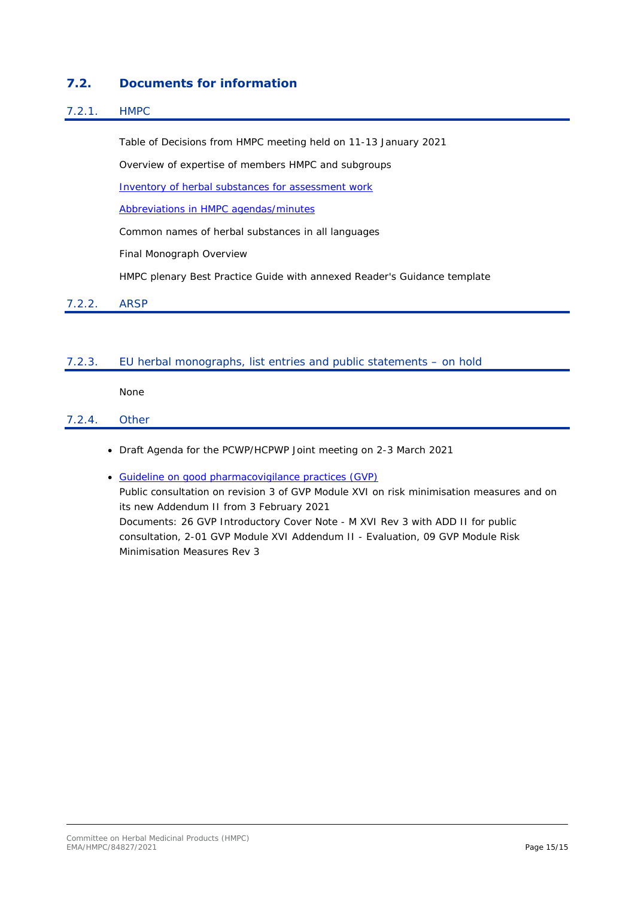## 7.2. Documents for information

### 7.2.1. HMPC

Table of Decisions from HMPC meeting held on 11-13 January 2021

Overview of expertise of members HMPC and subgroups

Inventory of herbal substances for assessment work

Abbreviations in HMPC agendas/minutes

Common names of herbal substances in all languages

Final Monograph Overview

HMPC plenary Best Practice Guide with annexed Reader's Guidance template

### 7.2.2. ARSP

### 7.2.3. EU herbal monographs, list entries and public statements – on hold

None

### 7.2.4. Other

- Draft Agenda for the PCWP/HCPWP Joint meeting on 2-3 March 2021
- Guideline on good pharmacovigilance practices (GVP)
  Public consultation on revision 3 of GVP Module XVI on risk minimisation measures and on its new Addendum II from 3 February 2021
  Documents: 26 GVP Introductory Cover Note - M XVI Rev 3 with ADD II for public consultation, 2-01 GVP Module XVI Addendum II - Evaluation, 09 GVP Module Risk Minimisation Measures Rev 3